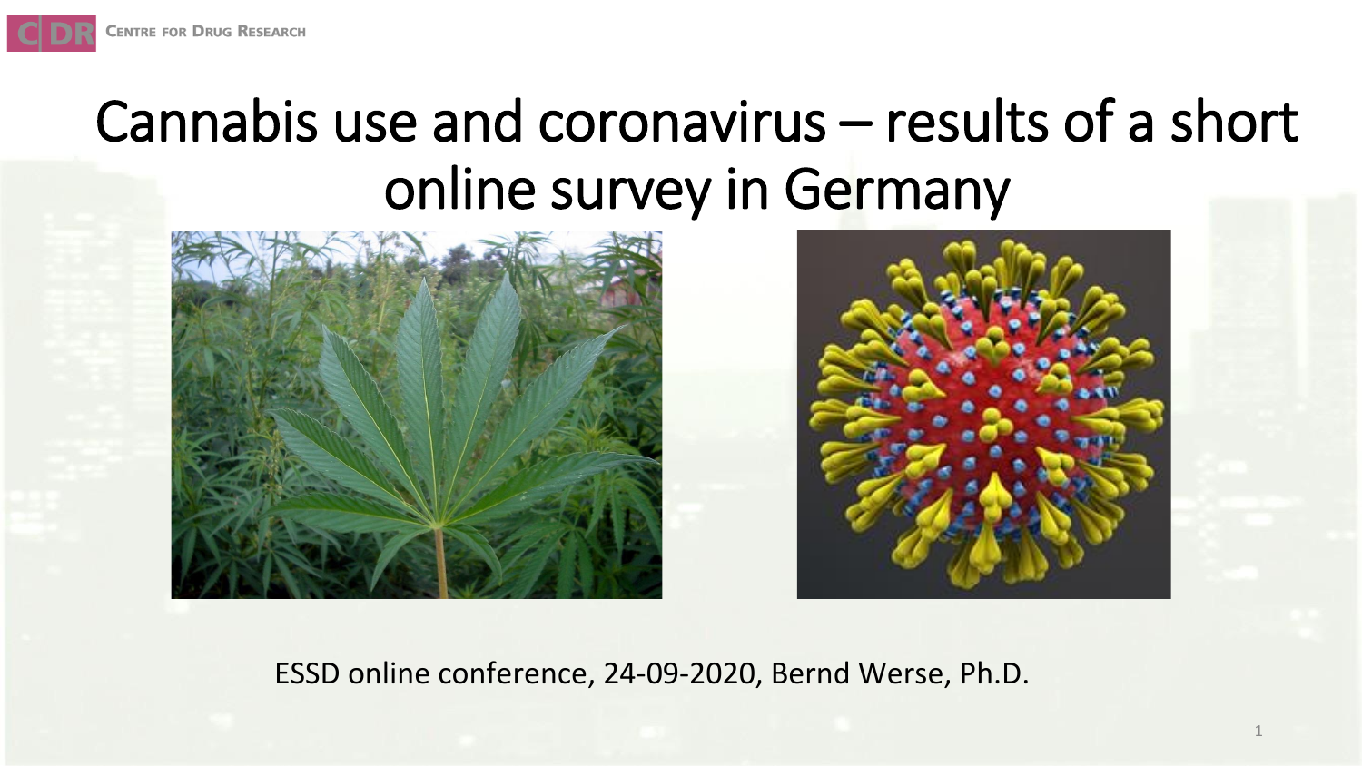CENTRE FOR DRUG RESEARCH

# Cannabis use and coronavirus – results of a short online survey in Germany

ESSD online conference, 24-09-2020, Bernd Werse, Ph.D.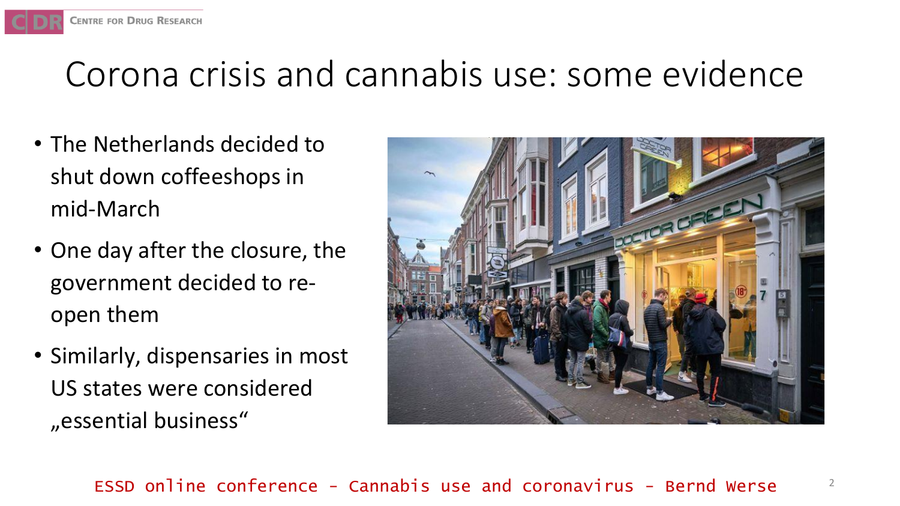# Corona crisis and cannabis use: some evidence

- The Netherlands decided to shut down coffeeshops in mid-March
- One day after the closure, the government decided to re-open them
- Similarly, dispensaries in most US states were considered „essential business“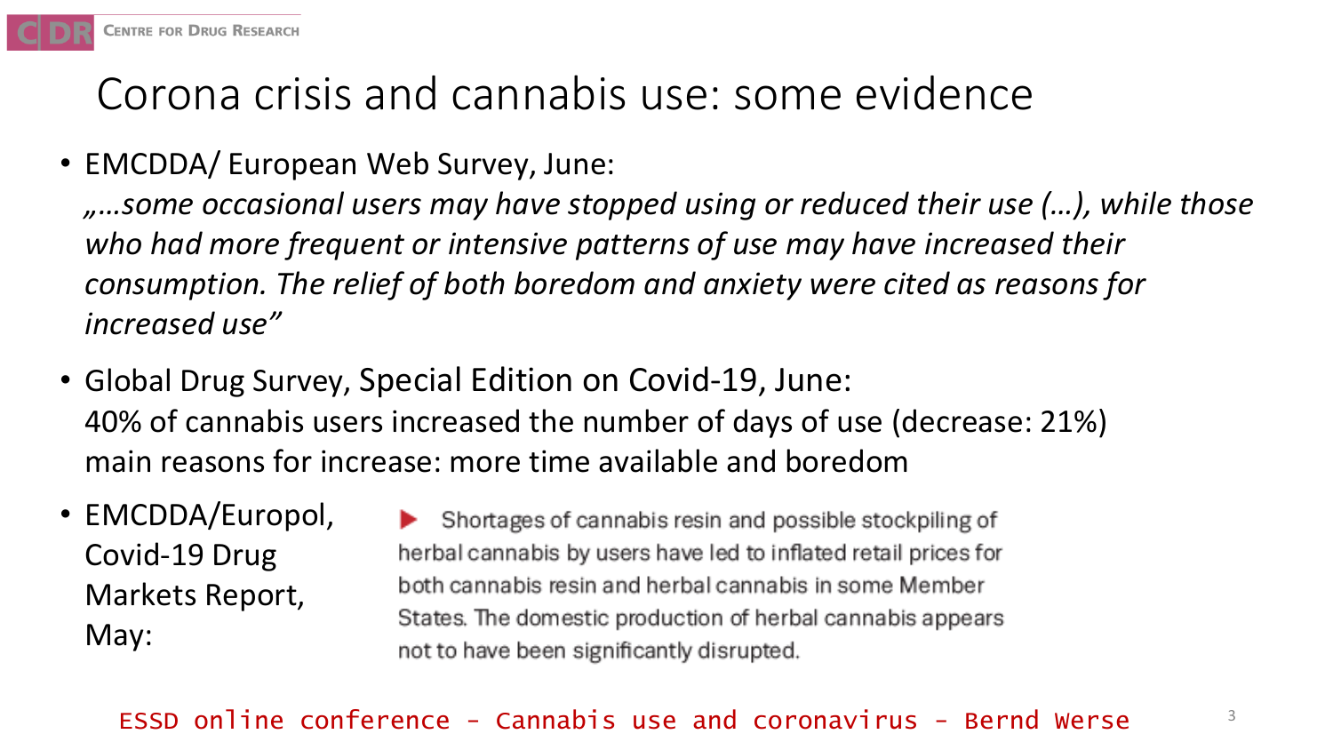# Corona crisis and cannabis use: some evidence

- EMCDDA/ European Web Survey, June:
  *„…some occasional users may have stopped using or reduced their use (…), while those who had more frequent or intensive patterns of use may have increased their consumption. The relief of both boredom and anxiety were cited as reasons for increased use"*

- Global Drug Survey, Special Edition on Covid-19, June:
  40% of cannabis users increased the number of days of use (decrease: 21%)
  main reasons for increase: more time available and boredom

- EMCDDA/Europol, Covid-19 Drug Markets Report, May:
  ▶ Shortages of cannabis resin and possible stockpiling of herbal cannabis by users have led to inflated retail prices for both cannabis resin and herbal cannabis in some Member States. The domestic production of herbal cannabis appears not to have been significantly disrupted.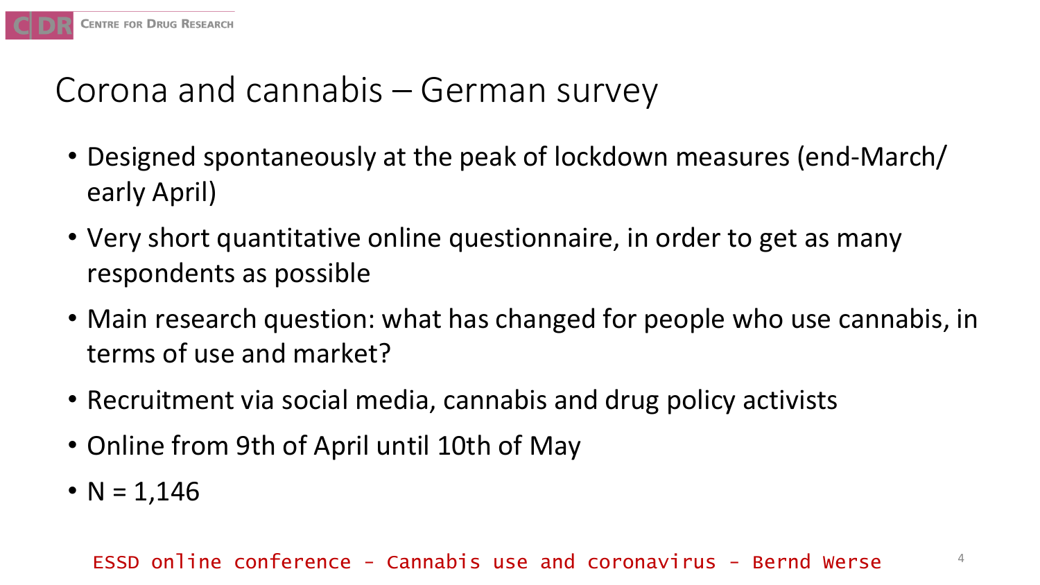# Corona and cannabis – German survey

- Designed spontaneously at the peak of lockdown measures (end-March/ early April)
- Very short quantitative online questionnaire, in order to get as many respondents as possible
- Main research question: what has changed for people who use cannabis, in terms of use and market?
- Recruitment via social media, cannabis and drug policy activists
- Online from 9th of April until 10th of May
- N = 1,146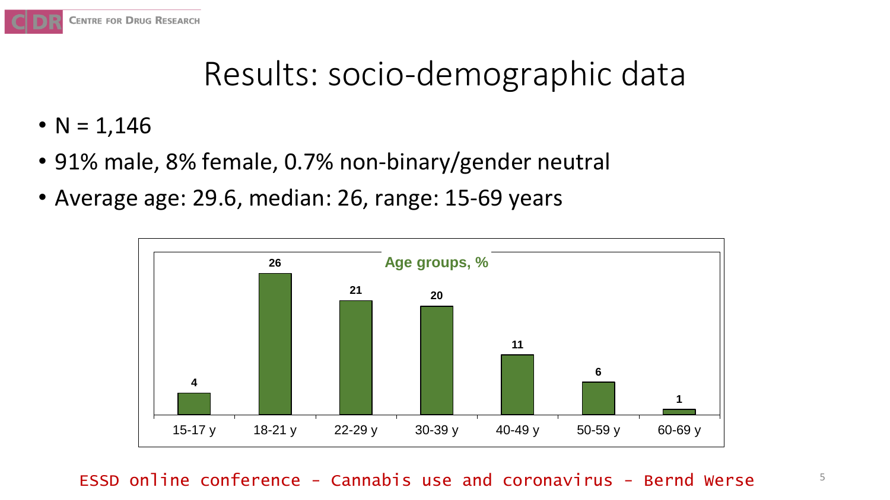# Results: socio-demographic data

- N = 1,146
- 91% male, 8% female, 0.7% non-binary/gender neutral
- Average age: 29.6, median: 26, range: 15-69 years

**Age groups, %**

| 15-17 y | 18-21 y | 22-29 y | 30-39 y | 40-49 y | 50-59 y | 60-69 y |
|---|---|---|---|---|---|---|
| 4 | 26 | 21 | 20 | 11 | 6 | 1 |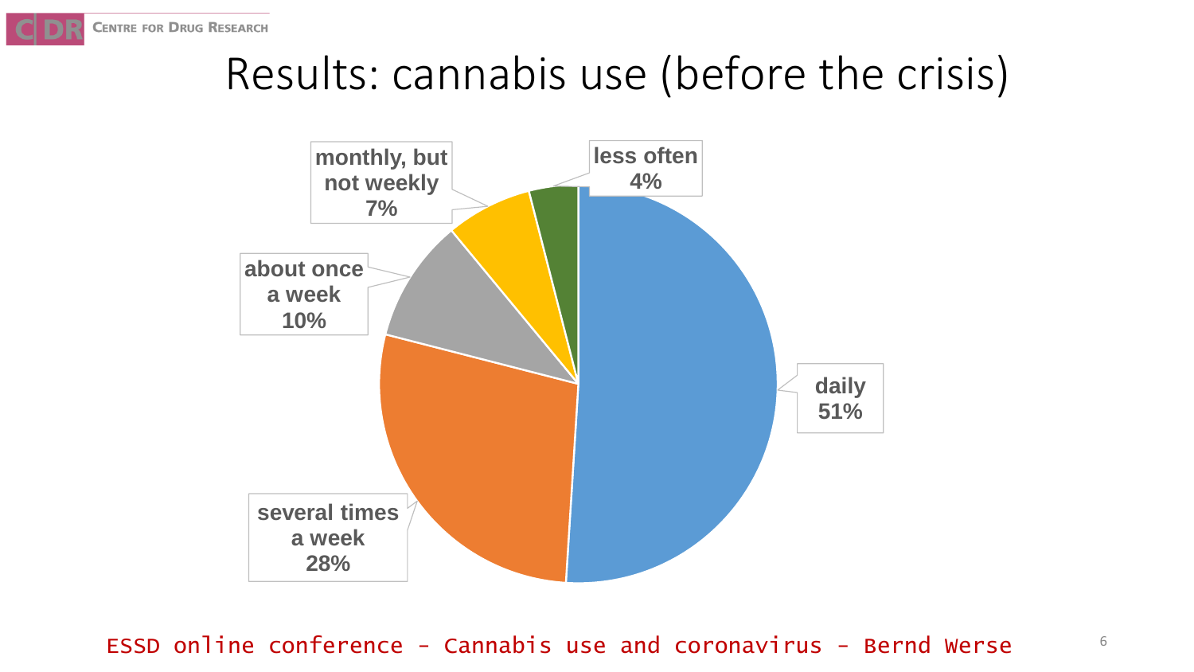# Results: cannabis use (before the crisis)

| Frequency | Percentage |
| --- | --- |
| daily | 51% |
| several times a week | 28% |
| about once a week | 10% |
| monthly, but not weekly | 7% |
| less often | 4% |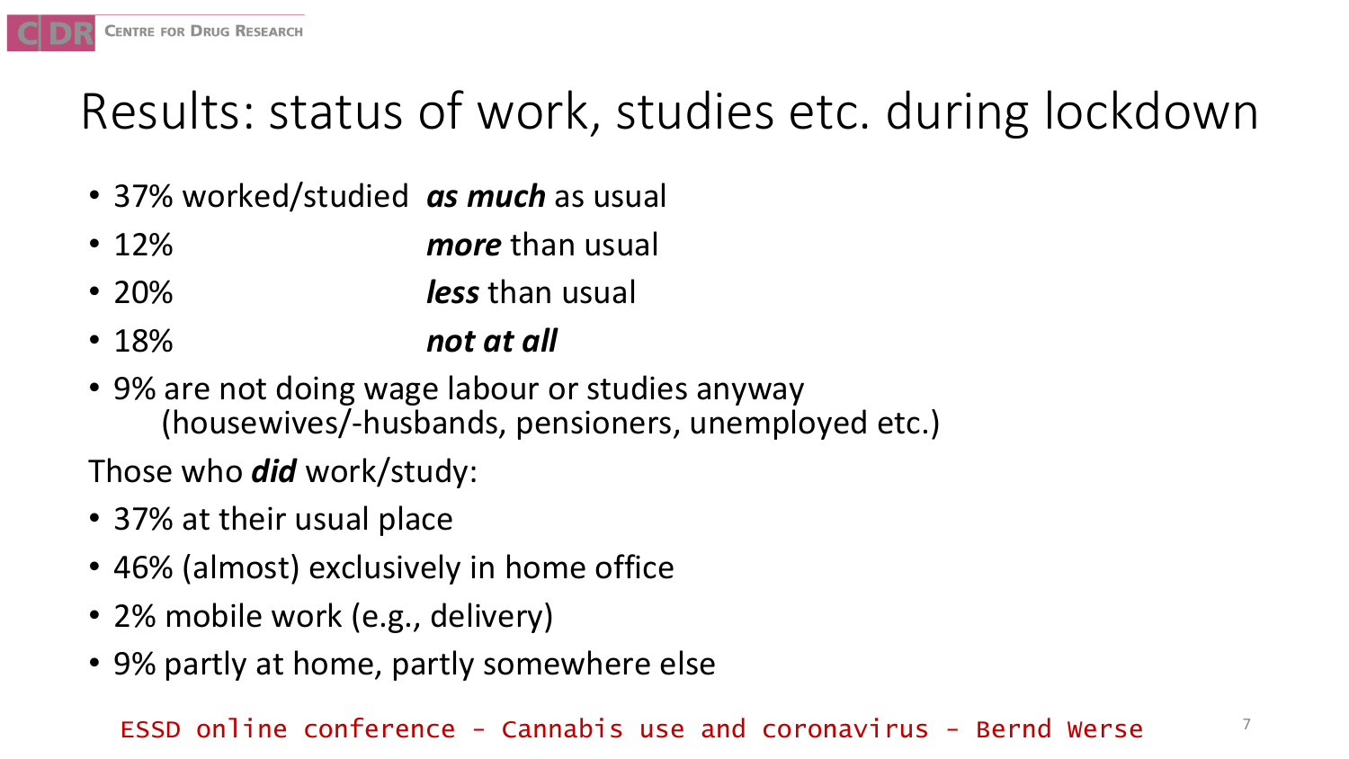# Results: status of work, studies etc. during lockdown

- 37% worked/studied ***as much*** as usual
- 12% ***more*** than usual
- 20% ***less*** than usual
- 18% ***not at all***
- 9% are not doing wage labour or studies anyway (housewives/-husbands, pensioners, unemployed etc.)

Those who ***did*** work/study:

- 37% at their usual place
- 46% (almost) exclusively in home office
- 2% mobile work (e.g., delivery)
- 9% partly at home, partly somewhere else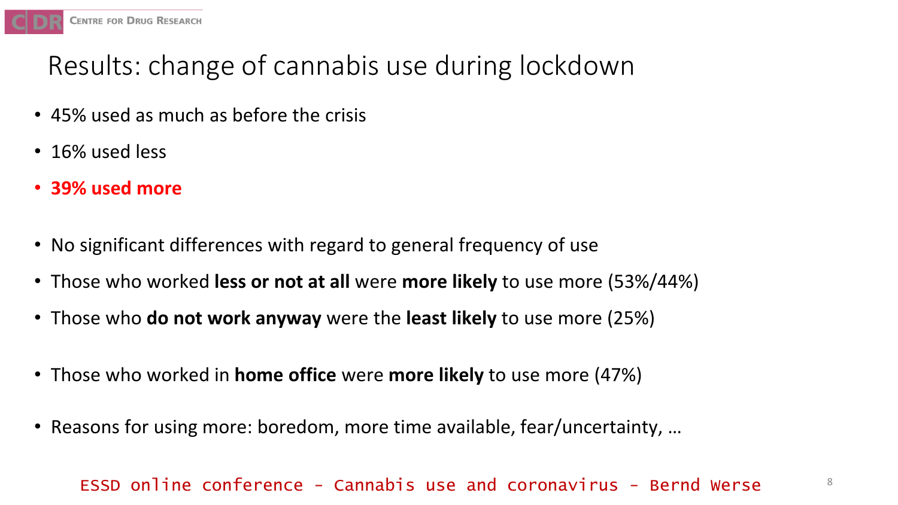# Results: change of cannabis use during lockdown

- 45% used as much as before the crisis
- 16% used less
- **39% used more**

- No significant differences with regard to general frequency of use
- Those who worked **less or not at all** were **more likely** to use more (53%/44%)
- Those who **do not work anyway** were the **least likely** to use more (25%)

- Those who worked in **home office** were **more likely** to use more (47%)

- Reasons for using more: boredom, more time available, fear/uncertainty, …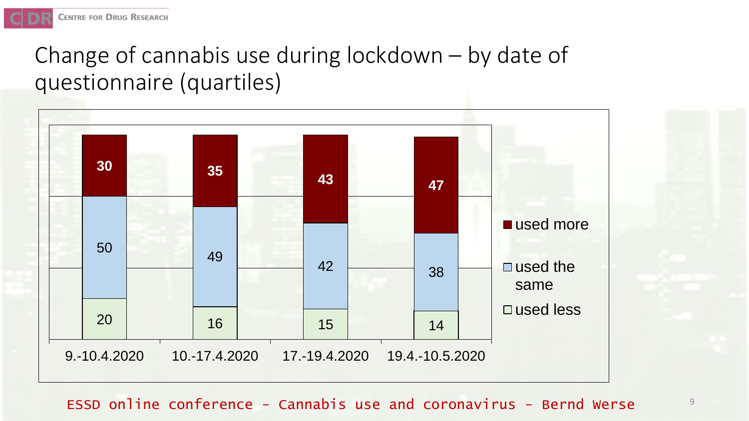# Change of cannabis use during lockdown – by date of questionnaire (quartiles)

| | 9.-10.4.2020 | 10.-17.4.2020 | 17.-19.4.2020 | 19.4.-10.5.2020 |
|---|---|---|---|---|
| used more | 30 | 35 | 43 | 47 |
| used the same | 50 | 49 | 42 | 38 |
| used less | 20 | 16 | 15 | 14 |

ESSD online conference - Cannabis use and coronavirus - Bernd Werse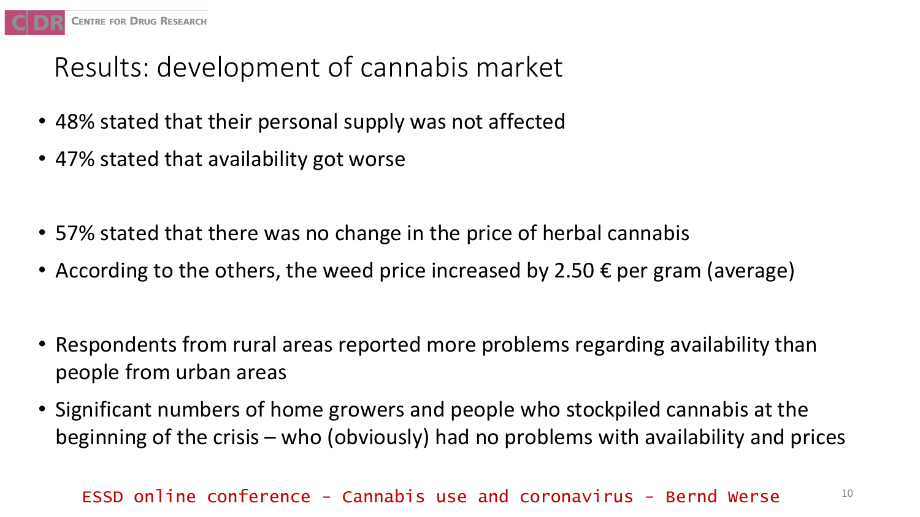# Results: development of cannabis market

- 48% stated that their personal supply was not affected
- 47% stated that availability got worse

- 57% stated that there was no change in the price of herbal cannabis
- According to the others, the weed price increased by 2.50 € per gram (average)

- Respondents from rural areas reported more problems regarding availability than people from urban areas
- Significant numbers of home growers and people who stockpiled cannabis at the beginning of the crisis – who (obviously) had no problems with availability and prices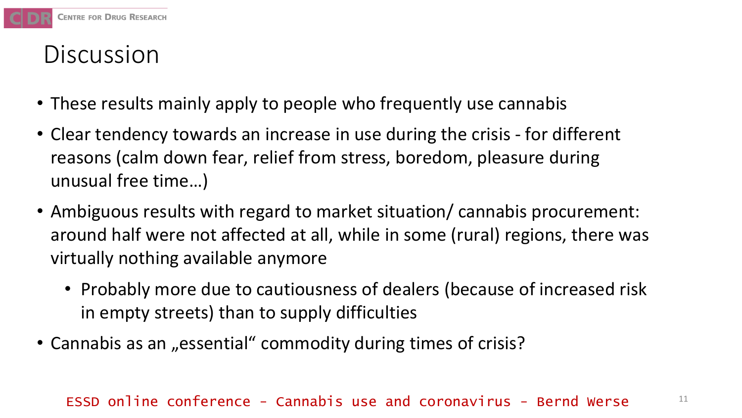# Discussion

- These results mainly apply to people who frequently use cannabis
- Clear tendency towards an increase in use during the crisis - for different reasons (calm down fear, relief from stress, boredom, pleasure during unusual free time…)
- Ambiguous results with regard to market situation/ cannabis procurement: around half were not affected at all, while in some (rural) regions, there was virtually nothing available anymore
  - Probably more due to cautiousness of dealers (because of increased risk in empty streets) than to supply difficulties
- Cannabis as an „essential“ commodity during times of crisis?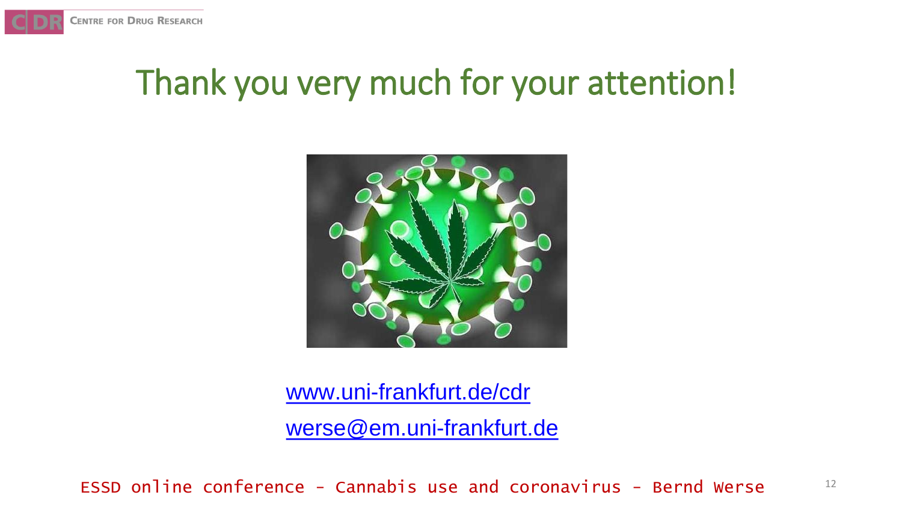# Thank you very much for your attention!

www.uni-frankfurt.de/cdr

werse@em.uni-frankfurt.de